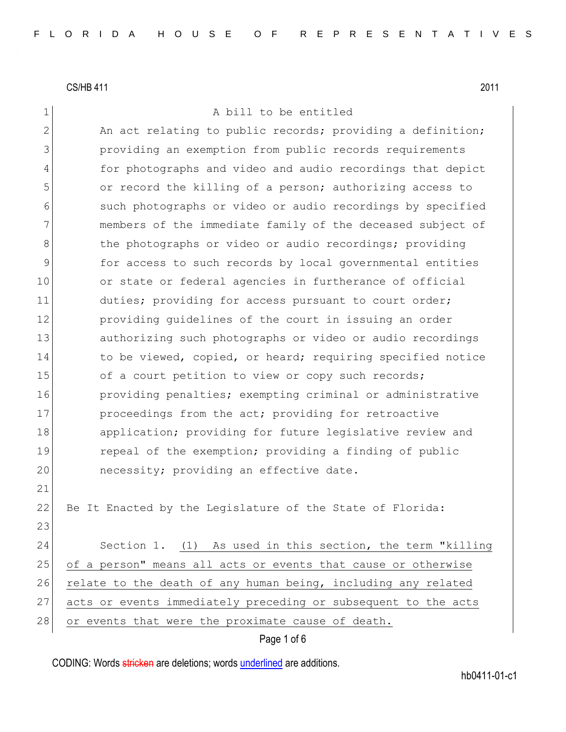CS/HB 411 2011

A bill to be entitled

An act relating to public records; providing a definition; providing an exemption from public records requirements for photographs and video and audio recordings that depict or record the killing of a person; authorizing access to such photographs or video or audio recordings by specified members of the immediate family of the deceased subject of the photographs or video or audio recordings; providing for access to such records by local governmental entities or state or federal agencies in furtherance of official duties; providing for access pursuant to court order; providing guidelines of the court in issuing an order authorizing such photographs or video or audio recordings to be viewed, copied, or heard; requiring specified notice of a court petition to view or copy such records; providing penalties; exempting criminal or administrative proceedings from the act; providing for retroactive application; providing for future legislative review and repeal of the exemption; providing a finding of public necessity; providing an effective date.

Be It Enacted by the Legislature of the State of Florida:

Section 1. <u>(1) As used in this section, the term "killing of a person" means all acts or events that cause or otherwise relate to the death of any human being, including any related acts or events immediately preceding or subsequent to the acts or events that were the proximate cause of death.</u>

CODING: Words stricken are deletions; words underlined are additions.

hb0411-01-c1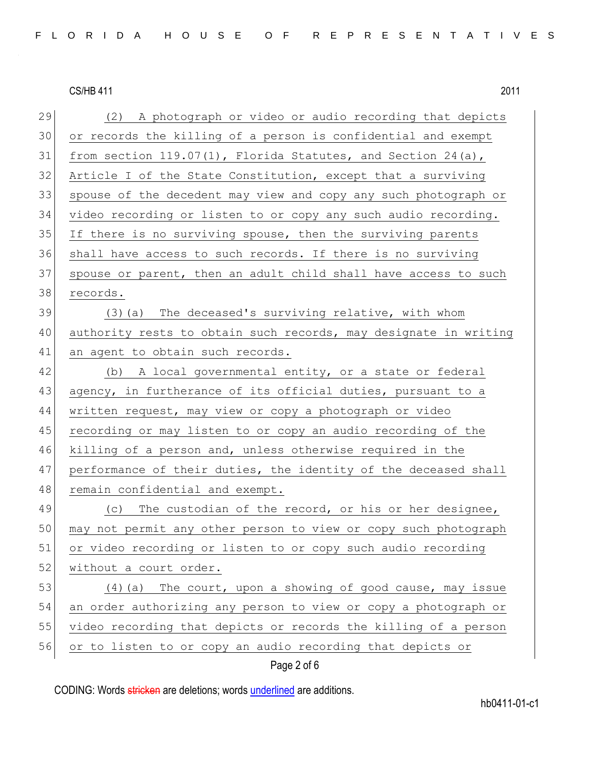(2) A photograph or video or audio recording that depicts or records the killing of a person is confidential and exempt from section 119.07(1), Florida Statutes, and Section 24(a), Article I of the State Constitution, except that a surviving spouse of the decedent may view and copy any such photograph or video recording or listen to or copy any such audio recording. If there is no surviving spouse, then the surviving parents shall have access to such records. If there is no surviving spouse or parent, then an adult child shall have access to such records.

(3)(a) The deceased's surviving relative, with whom authority rests to obtain such records, may designate in writing an agent to obtain such records.

(b) A local governmental entity, or a state or federal agency, in furtherance of its official duties, pursuant to a written request, may view or copy a photograph or video recording or may listen to or copy an audio recording of the killing of a person and, unless otherwise required in the performance of their duties, the identity of the deceased shall remain confidential and exempt.

(c) The custodian of the record, or his or her designee, may not permit any other person to view or copy such photograph or video recording or listen to or copy such audio recording without a court order.

(4)(a) The court, upon a showing of good cause, may issue an order authorizing any person to view or copy a photograph or video recording that depicts or records the killing of a person or to listen to or copy an audio recording that depicts or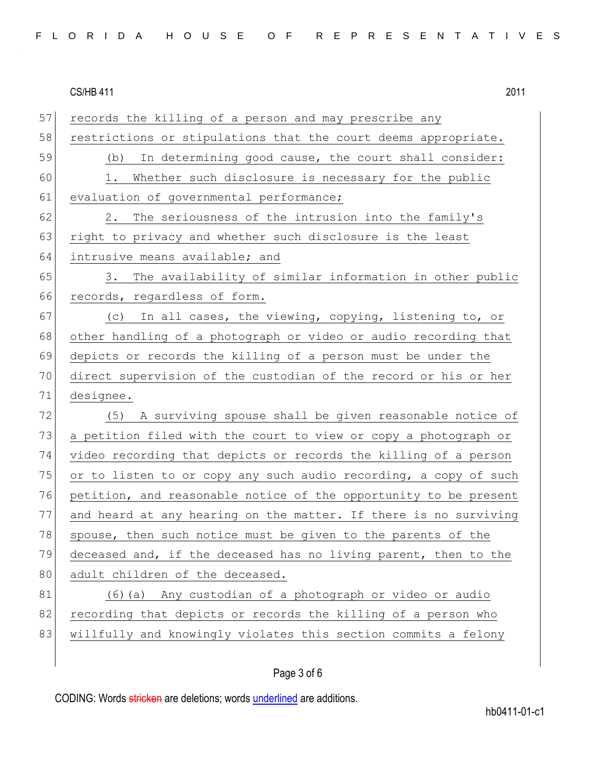records the killing of a person and may prescribe any restrictions or stipulations that the court deems appropriate.

(b) In determining good cause, the court shall consider:

1. Whether such disclosure is necessary for the public evaluation of governmental performance;

2. The seriousness of the intrusion into the family's right to privacy and whether such disclosure is the least intrusive means available; and

3. The availability of similar information in other public records, regardless of form.

(c) In all cases, the viewing, copying, listening to, or other handling of a photograph or video or audio recording that depicts or records the killing of a person must be under the direct supervision of the custodian of the record or his or her designee.

(5) A surviving spouse shall be given reasonable notice of a petition filed with the court to view or copy a photograph or video recording that depicts or records the killing of a person or to listen to or copy any such audio recording, a copy of such petition, and reasonable notice of the opportunity to be present and heard at any hearing on the matter. If there is no surviving spouse, then such notice must be given to the parents of the deceased and, if the deceased has no living parent, then to the adult children of the deceased.

(6)(a) Any custodian of a photograph or video or audio recording that depicts or records the killing of a person who willfully and knowingly violates this section commits a felony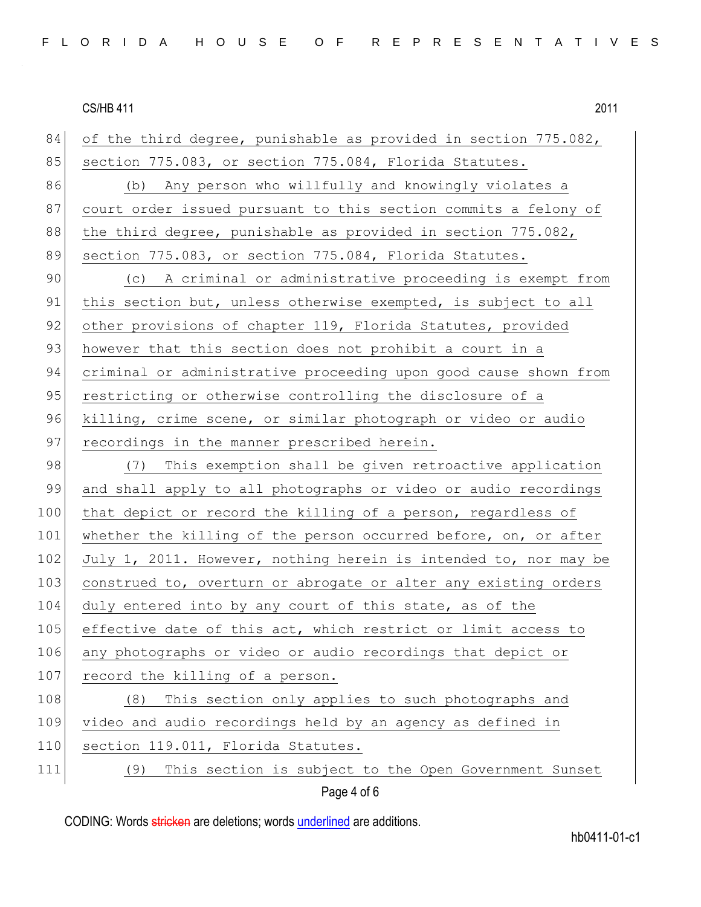of the third degree, punishable as provided in section 775.082, section 775.083, or section 775.084, Florida Statutes.

(b) Any person who willfully and knowingly violates a court order issued pursuant to this section commits a felony of the third degree, punishable as provided in section 775.082, section 775.083, or section 775.084, Florida Statutes.

(c) A criminal or administrative proceeding is exempt from this section but, unless otherwise exempted, is subject to all other provisions of chapter 119, Florida Statutes, provided however that this section does not prohibit a court in a criminal or administrative proceeding upon good cause shown from restricting or otherwise controlling the disclosure of a killing, crime scene, or similar photograph or video or audio recordings in the manner prescribed herein.

(7) This exemption shall be given retroactive application and shall apply to all photographs or video or audio recordings that depict or record the killing of a person, regardless of whether the killing of the person occurred before, on, or after July 1, 2011. However, nothing herein is intended to, nor may be construed to, overturn or abrogate or alter any existing orders duly entered into by any court of this state, as of the effective date of this act, which restrict or limit access to any photographs or video or audio recordings that depict or record the killing of a person.

(8) This section only applies to such photographs and video and audio recordings held by an agency as defined in section 119.011, Florida Statutes.

(9) This section is subject to the Open Government Sunset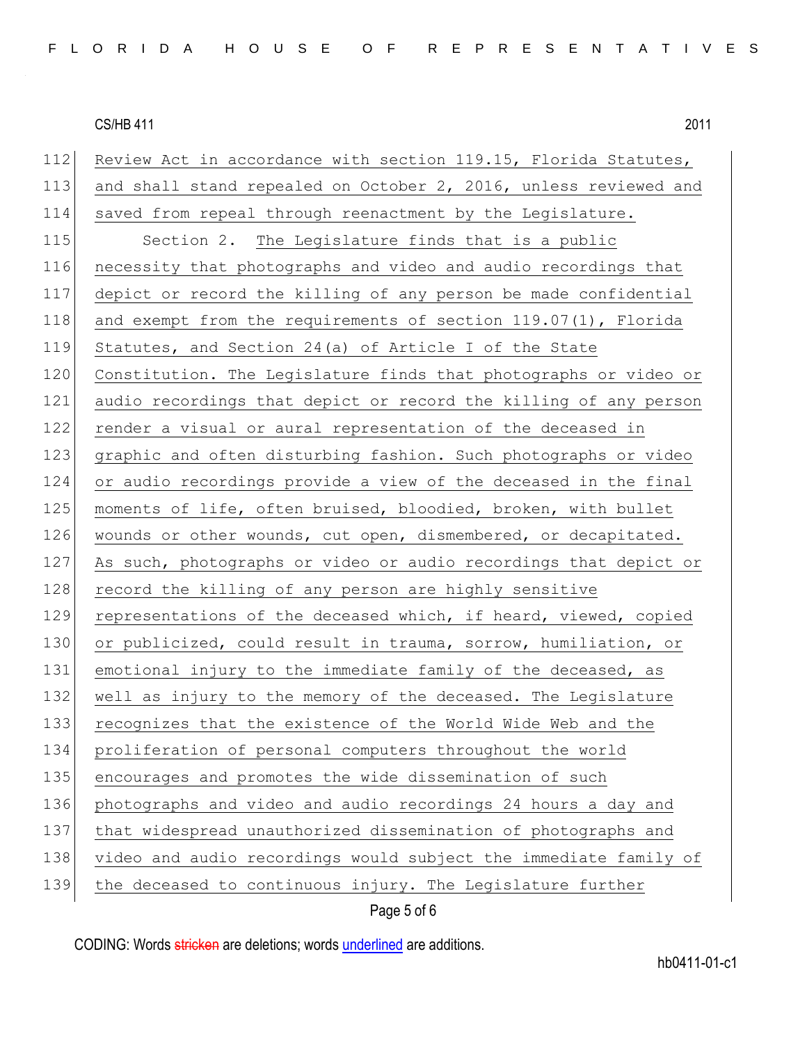Review Act in accordance with section 119.15, Florida Statutes, and shall stand repealed on October 2, 2016, unless reviewed and saved from repeal through reenactment by the Legislature.

Section 2. The Legislature finds that is a public necessity that photographs and video and audio recordings that depict or record the killing of any person be made confidential and exempt from the requirements of section 119.07(1), Florida Statutes, and Section 24(a) of Article I of the State Constitution. The Legislature finds that photographs or video or audio recordings that depict or record the killing of any person render a visual or aural representation of the deceased in graphic and often disturbing fashion. Such photographs or video or audio recordings provide a view of the deceased in the final moments of life, often bruised, bloodied, broken, with bullet wounds or other wounds, cut open, dismembered, or decapitated. As such, photographs or video or audio recordings that depict or record the killing of any person are highly sensitive representations of the deceased which, if heard, viewed, copied or publicized, could result in trauma, sorrow, humiliation, or emotional injury to the immediate family of the deceased, as well as injury to the memory of the deceased. The Legislature recognizes that the existence of the World Wide Web and the proliferation of personal computers throughout the world encourages and promotes the wide dissemination of such photographs and video and audio recordings 24 hours a day and that widespread unauthorized dissemination of photographs and video and audio recordings would subject the immediate family of the deceased to continuous injury. The Legislature further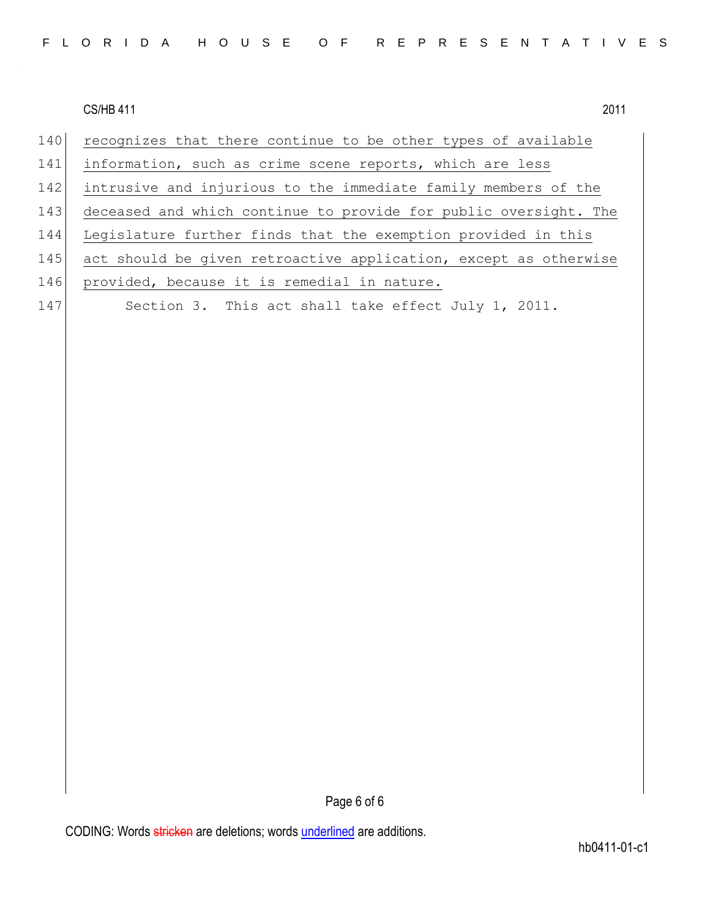140 recognizes that there continue to be other types of available
141 information, such as crime scene reports, which are less
142 intrusive and injurious to the immediate family members of the
143 deceased and which continue to provide for public oversight. The
144 Legislature further finds that the exemption provided in this
145 act should be given retroactive application, except as otherwise
146 provided, because it is remedial in nature.
147 Section 3. This act shall take effect July 1, 2011.

CODING: Words stricken are deletions; words underlined are additions.

hb0411-01-c1